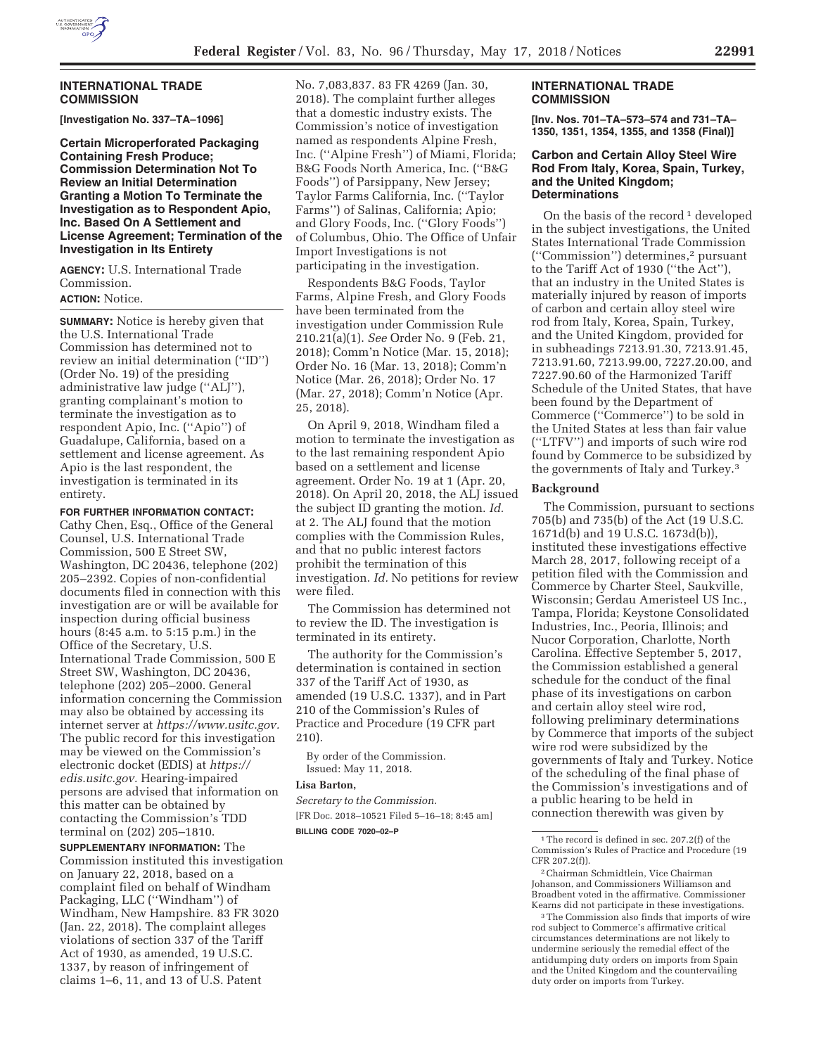## INTERNATIONAL TRADE COMMISSION

**[Investigation No. 337–TA–1096]**

### Certain Microperforated Packaging Containing Fresh Produce; Commission Determination Not To Review an Initial Determination Granting a Motion To Terminate the Investigation as to Respondent Apio, Inc. Based On A Settlement and License Agreement; Termination of the Investigation in Its Entirety

**AGENCY:** U.S. International Trade Commission.

**ACTION:** Notice.

**SUMMARY:** Notice is hereby given that the U.S. International Trade Commission has determined not to review an initial determination (''ID'') (Order No. 19) of the presiding administrative law judge (''ALJ''), granting complainant's motion to terminate the investigation as to respondent Apio, Inc. (''Apio'') of Guadalupe, California, based on a settlement and license agreement. As Apio is the last respondent, the investigation is terminated in its entirety.

**FOR FURTHER INFORMATION CONTACT:** Cathy Chen, Esq., Office of the General Counsel, U.S. International Trade Commission, 500 E Street SW, Washington, DC 20436, telephone (202) 205–2392. Copies of non-confidential documents filed in connection with this investigation are or will be available for inspection during official business hours (8:45 a.m. to 5:15 p.m.) in the Office of the Secretary, U.S. International Trade Commission, 500 E Street SW, Washington, DC 20436, telephone (202) 205–2000. General information concerning the Commission may also be obtained by accessing its internet server at *https://www.usitc.gov*. The public record for this investigation may be viewed on the Commission's electronic docket (EDIS) at *https://edis.usitc.gov*. Hearing-impaired persons are advised that information on this matter can be obtained by contacting the Commission's TDD terminal on (202) 205–1810.

**SUPPLEMENTARY INFORMATION:** The Commission instituted this investigation on January 22, 2018, based on a complaint filed on behalf of Windham Packaging, LLC (''Windham'') of Windham, New Hampshire. 83 FR 3020 (Jan. 22, 2018). The complaint alleges violations of section 337 of the Tariff Act of 1930, as amended, 19 U.S.C. 1337, by reason of infringement of claims 1–6, 11, and 13 of U.S. Patent No. 7,083,837. 83 FR 4269 (Jan. 30, 2018). The complaint further alleges that a domestic industry exists. The Commission's notice of investigation named as respondents Alpine Fresh, Inc. (''Alpine Fresh'') of Miami, Florida; B&G Foods North America, Inc. (''B&G Foods'') of Parsippany, New Jersey; Taylor Farms California, Inc. (''Taylor Farms'') of Salinas, California; Apio; and Glory Foods, Inc. (''Glory Foods'') of Columbus, Ohio. The Office of Unfair Import Investigations is not participating in the investigation.

Respondents B&G Foods, Taylor Farms, Alpine Fresh, and Glory Foods have been terminated from the investigation under Commission Rule 210.21(a)(1). *See* Order No. 9 (Feb. 21, 2018); Comm'n Notice (Mar. 15, 2018); Order No. 16 (Mar. 13, 2018); Comm'n Notice (Mar. 26, 2018); Order No. 17 (Mar. 27, 2018); Comm'n Notice (Apr. 25, 2018).

On April 9, 2018, Windham filed a motion to terminate the investigation as to the last remaining respondent Apio based on a settlement and license agreement. Order No. 19 at 1 (Apr. 20, 2018). On April 20, 2018, the ALJ issued the subject ID granting the motion. *Id.* at 2. The ALJ found that the motion complies with the Commission Rules, and that no public interest factors prohibit the termination of this investigation. *Id.* No petitions for review were filed.

The Commission has determined not to review the ID. The investigation is terminated in its entirety.

The authority for the Commission's determination is contained in section 337 of the Tariff Act of 1930, as amended (19 U.S.C. 1337), and in Part 210 of the Commission's Rules of Practice and Procedure (19 CFR part 210).

By order of the Commission.

Issued: May 11, 2018.

**Lisa Barton,**

*Secretary to the Commission.*

[FR Doc. 2018–10521 Filed 5–16–18; 8:45 am]

**BILLING CODE 7020–02–P**

## INTERNATIONAL TRADE COMMISSION

**[Inv. Nos. 701–TA–573–574 and 731–TA–1350, 1351, 1354, 1355, and 1358 (Final)]**

### Carbon and Certain Alloy Steel Wire Rod From Italy, Korea, Spain, Turkey, and the United Kingdom; Determinations

On the basis of the record[1] developed in the subject investigations, the United States International Trade Commission (''Commission'') determines,[2] pursuant to the Tariff Act of 1930 (''the Act''), that an industry in the United States is materially injured by reason of imports of carbon and certain alloy steel wire rod from Italy, Korea, Spain, Turkey, and the United Kingdom, provided for in subheadings 7213.91.30, 7213.91.45, 7213.91.60, 7213.99.00, 7227.20.00, and 7227.90.60 of the Harmonized Tariff Schedule of the United States, that have been found by the Department of Commerce (''Commerce'') to be sold in the United States at less than fair value (''LTFV'') and imports of such wire rod found by Commerce to be subsidized by the governments of Italy and Turkey.[3]

#### Background

The Commission, pursuant to sections 705(b) and 735(b) of the Act (19 U.S.C. 1671d(b) and 19 U.S.C. 1673d(b)), instituted these investigations effective March 28, 2017, following receipt of a petition filed with the Commission and Commerce by Charter Steel, Saukville, Wisconsin; Gerdau Ameristeel US Inc., Tampa, Florida; Keystone Consolidated Industries, Inc., Peoria, Illinois; and Nucor Corporation, Charlotte, North Carolina. Effective September 5, 2017, the Commission established a general schedule for the conduct of the final phase of its investigations on carbon and certain alloy steel wire rod, following preliminary determinations by Commerce that imports of the subject wire rod were subsidized by the governments of Italy and Turkey. Notice of the scheduling of the final phase of the Commission's investigations and of a public hearing to be held in connection therewith was given by

[1] The record is defined in sec. 207.2(f) of the Commission's Rules of Practice and Procedure (19 CFR 207.2(f)).

[2] Chairman Schmidtlein, Vice Chairman Johanson, and Commissioners Williamson and Broadbent voted in the affirmative. Commissioner Kearns did not participate in these investigations.

[3] The Commission also finds that imports of wire rod subject to Commerce's affirmative critical circumstances determinations are not likely to undermine seriously the remedial effect of the antidumping duty orders on imports from Spain and the United Kingdom and the countervailing duty order on imports from Turkey.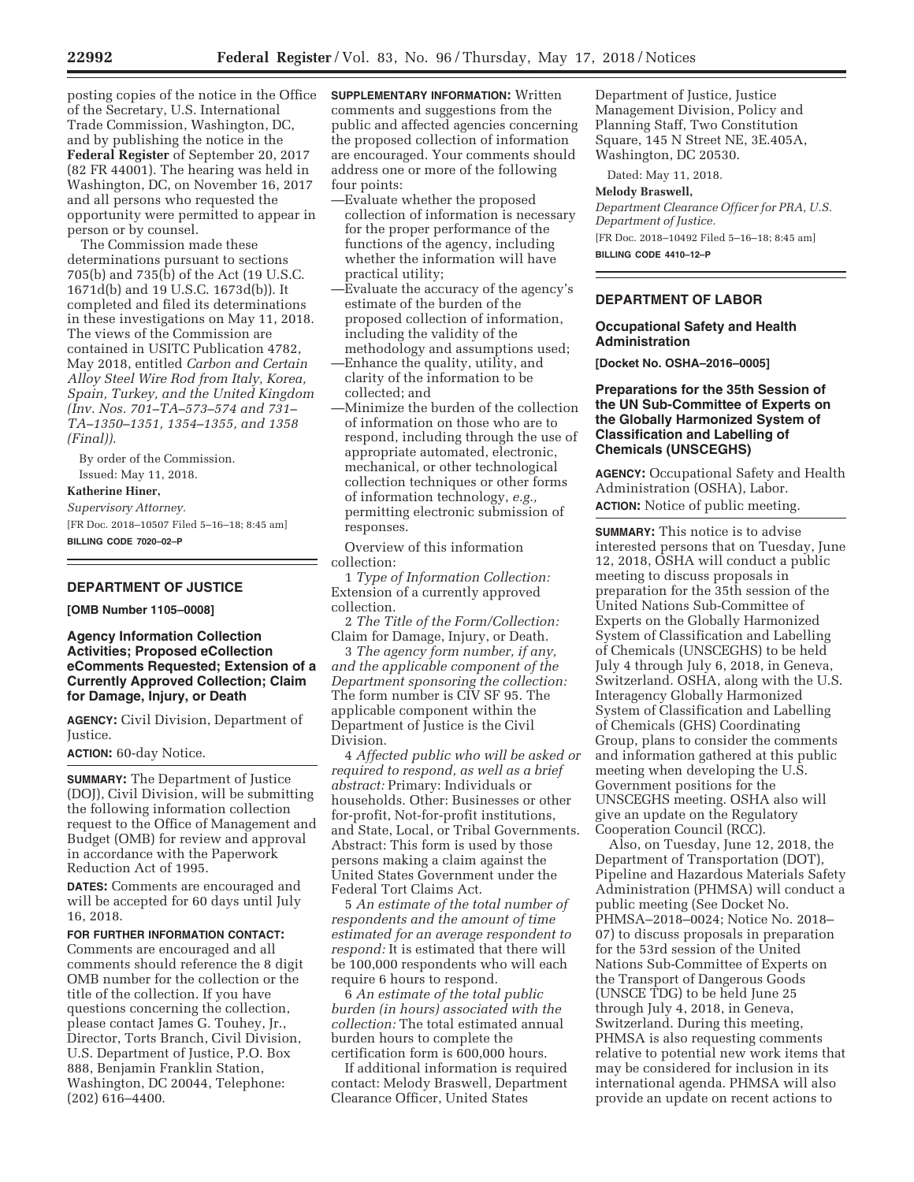posting copies of the notice in the Office of the Secretary, U.S. International Trade Commission, Washington, DC, and by publishing the notice in the **Federal Register** of September 20, 2017 (82 FR 44001). The hearing was held in Washington, DC, on November 16, 2017 and all persons who requested the opportunity were permitted to appear in person or by counsel.

The Commission made these determinations pursuant to sections 705(b) and 735(b) of the Act (19 U.S.C. 1671d(b) and 19 U.S.C. 1673d(b)). It completed and filed its determinations in these investigations on May 11, 2018. The views of the Commission are contained in USITC Publication 4782, May 2018, entitled *Carbon and Certain Alloy Steel Wire Rod from Italy, Korea, Spain, Turkey, and the United Kingdom (Inv. Nos. 701–TA–573–574 and 731–TA–1350–1351, 1354–1355, and 1358 (Final)).*

By order of the Commission.

Issued: May 11, 2018.

**Katherine Hiner,**

*Supervisory Attorney.*

[FR Doc. 2018–10507 Filed 5–16–18; 8:45 am]

**BILLING CODE 7020–02–P**

## DEPARTMENT OF JUSTICE

**[OMB Number 1105–0008]**

### Agency Information Collection Activities; Proposed eCollection eComments Requested; Extension of a Currently Approved Collection; Claim for Damage, Injury, or Death

**AGENCY:** Civil Division, Department of Justice.

**ACTION:** 60-day Notice.

**SUMMARY:** The Department of Justice (DOJ), Civil Division, will be submitting the following information collection request to the Office of Management and Budget (OMB) for review and approval in accordance with the Paperwork Reduction Act of 1995.

**DATES:** Comments are encouraged and will be accepted for 60 days until July 16, 2018.

**FOR FURTHER INFORMATION CONTACT:** Comments are encouraged and all comments should reference the 8 digit OMB number for the collection or the title of the collection. If you have questions concerning the collection, please contact James G. Touhey, Jr., Director, Torts Branch, Civil Division, U.S. Department of Justice, P.O. Box 888, Benjamin Franklin Station, Washington, DC 20044, Telephone: (202) 616–4400.

**SUPPLEMENTARY INFORMATION:** Written comments and suggestions from the public and affected agencies concerning the proposed collection of information are encouraged. Your comments should address one or more of the following four points:

—Evaluate whether the proposed collection of information is necessary for the proper performance of the functions of the agency, including whether the information will have practical utility;

—Evaluate the accuracy of the agency's estimate of the burden of the proposed collection of information, including the validity of the methodology and assumptions used;

—Enhance the quality, utility, and clarity of the information to be collected; and

—Minimize the burden of the collection of information on those who are to respond, including through the use of appropriate automated, electronic, mechanical, or other technological collection techniques or other forms of information technology, *e.g.,* permitting electronic submission of responses.

Overview of this information collection:

1 *Type of Information Collection:* Extension of a currently approved collection.

2 *The Title of the Form/Collection:* Claim for Damage, Injury, or Death.

3 *The agency form number, if any, and the applicable component of the Department sponsoring the collection:* The form number is CIV SF 95. The applicable component within the Department of Justice is the Civil Division.

4 *Affected public who will be asked or required to respond, as well as a brief abstract:* Primary: Individuals or households. Other: Businesses or other for-profit, Not-for-profit institutions, and State, Local, or Tribal Governments. Abstract: This form is used by those persons making a claim against the United States Government under the Federal Tort Claims Act.

5 *An estimate of the total number of respondents and the amount of time estimated for an average respondent to respond:* It is estimated that there will be 100,000 respondents who will each require 6 hours to respond.

6 *An estimate of the total public burden (in hours) associated with the collection:* The total estimated annual burden hours to complete the certification form is 600,000 hours.

If additional information is required contact: Melody Braswell, Department Clearance Officer, United States Department of Justice, Justice Management Division, Policy and Planning Staff, Two Constitution Square, 145 N Street NE, 3E.405A, Washington, DC 20530.

Dated: May 11, 2018.

**Melody Braswell,**

*Department Clearance Officer for PRA, U.S. Department of Justice.*

[FR Doc. 2018–10492 Filed 5–16–18; 8:45 am]

**BILLING CODE 4410–12–P**

## DEPARTMENT OF LABOR

### Occupational Safety and Health Administration

**[Docket No. OSHA–2016–0005]**

### Preparations for the 35th Session of the UN Sub-Committee of Experts on the Globally Harmonized System of Classification and Labelling of Chemicals (UNSCEGHS)

**AGENCY:** Occupational Safety and Health Administration (OSHA), Labor.

**ACTION:** Notice of public meeting.

**SUMMARY:** This notice is to advise interested persons that on Tuesday, June 12, 2018, OSHA will conduct a public meeting to discuss proposals in preparation for the 35th session of the United Nations Sub-Committee of Experts on the Globally Harmonized System of Classification and Labelling of Chemicals (UNSCEGHS) to be held July 4 through July 6, 2018, in Geneva, Switzerland. OSHA, along with the U.S. Interagency Globally Harmonized System of Classification and Labelling of Chemicals (GHS) Coordinating Group, plans to consider the comments and information gathered at this public meeting when developing the U.S. Government positions for the UNSCEGHS meeting. OSHA also will give an update on the Regulatory Cooperation Council (RCC).

Also, on Tuesday, June 12, 2018, the Department of Transportation (DOT), Pipeline and Hazardous Materials Safety Administration (PHMSA) will conduct a public meeting (See Docket No. PHMSA–2018–0024; Notice No. 2018–07) to discuss proposals in preparation for the 53rd session of the United Nations Sub-Committee of Experts on the Transport of Dangerous Goods (UNSCE TDG) to be held June 25 through July 4, 2018, in Geneva, Switzerland. During this meeting, PHMSA is also requesting comments relative to potential new work items that may be considered for inclusion in its international agenda. PHMSA will also provide an update on recent actions to